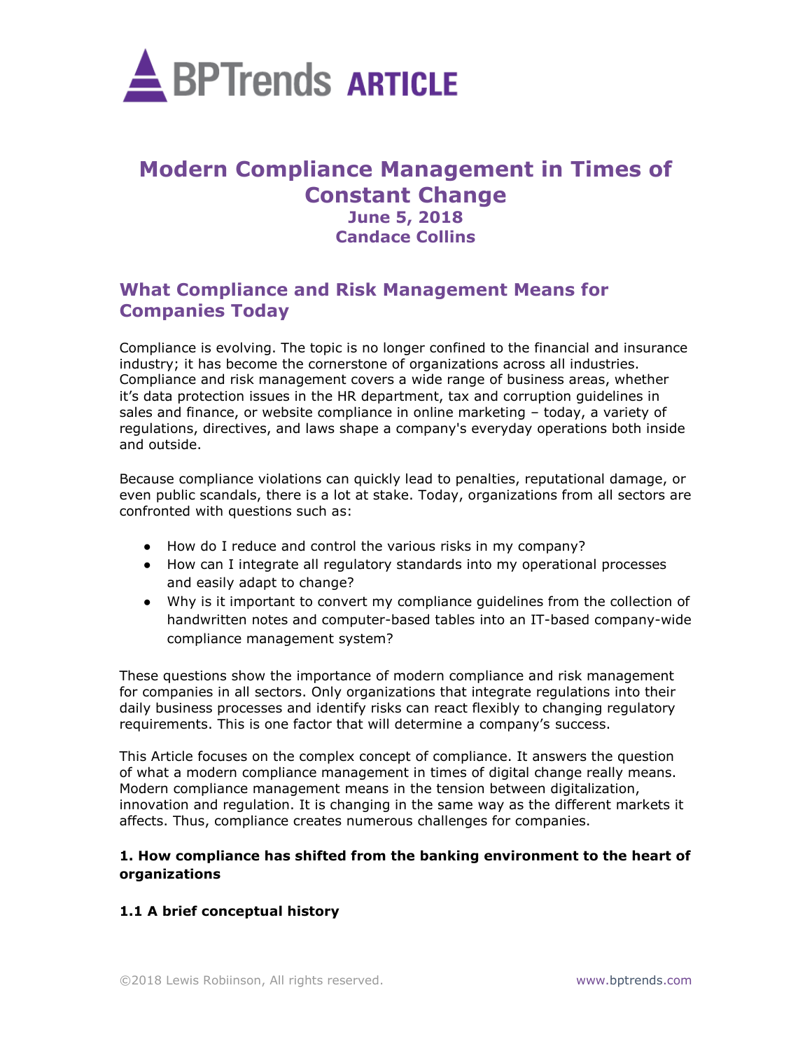BPTrends **ARTICLE**

# Modern Compliance Management in Times of Constant Change

**June 5, 2018**

**Candace Collins**

## What Compliance and Risk Management Means for Companies Today

Compliance is evolving. The topic is no longer confined to the financial and insurance industry; it has become the cornerstone of organizations across all industries. Compliance and risk management covers a wide range of business areas, whether it's data protection issues in the HR department, tax and corruption guidelines in sales and finance, or website compliance in online marketing – today, a variety of regulations, directives, and laws shape a company's everyday operations both inside and outside.

Because compliance violations can quickly lead to penalties, reputational damage, or even public scandals, there is a lot at stake. Today, organizations from all sectors are confronted with questions such as:

- How do I reduce and control the various risks in my company?
- How can I integrate all regulatory standards into my operational processes and easily adapt to change?
- Why is it important to convert my compliance guidelines from the collection of handwritten notes and computer-based tables into an IT-based company-wide compliance management system?

These questions show the importance of modern compliance and risk management for companies in all sectors. Only organizations that integrate regulations into their daily business processes and identify risks can react flexibly to changing regulatory requirements. This is one factor that will determine a company's success.

This Article focuses on the complex concept of compliance. It answers the question of what a modern compliance management in times of digital change really means. Modern compliance management means in the tension between digitalization, innovation and regulation. It is changing in the same way as the different markets it affects. Thus, compliance creates numerous challenges for companies.

### 1. How compliance has shifted from the banking environment to the heart of organizations

#### 1.1 A brief conceptual history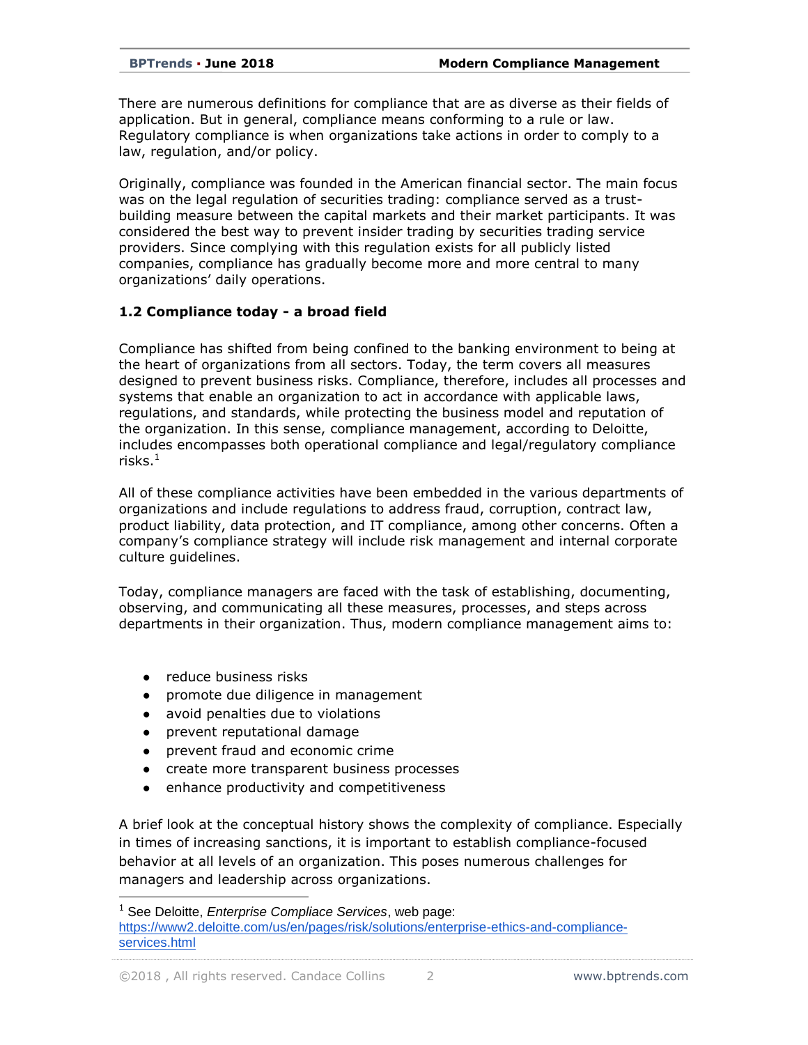There are numerous definitions for compliance that are as diverse as their fields of application. But in general, compliance means conforming to a rule or law. Regulatory compliance is when organizations take actions in order to comply to a law, regulation, and/or policy.

Originally, compliance was founded in the American financial sector. The main focus was on the legal regulation of securities trading: compliance served as a trust-building measure between the capital markets and their market participants. It was considered the best way to prevent insider trading by securities trading service providers. Since complying with this regulation exists for all publicly listed companies, compliance has gradually become more and more central to many organizations' daily operations.

### 1.2 Compliance today - a broad field

Compliance has shifted from being confined to the banking environment to being at the heart of organizations from all sectors. Today, the term covers all measures designed to prevent business risks. Compliance, therefore, includes all processes and systems that enable an organization to act in accordance with applicable laws, regulations, and standards, while protecting the business model and reputation of the organization. In this sense, compliance management, according to Deloitte, includes encompasses both operational compliance and legal/regulatory compliance risks.[1]

All of these compliance activities have been embedded in the various departments of organizations and include regulations to address fraud, corruption, contract law, product liability, data protection, and IT compliance, among other concerns. Often a company's compliance strategy will include risk management and internal corporate culture guidelines.

Today, compliance managers are faced with the task of establishing, documenting, observing, and communicating all these measures, processes, and steps across departments in their organization. Thus, modern compliance management aims to:

- reduce business risks
- promote due diligence in management
- avoid penalties due to violations
- prevent reputational damage
- prevent fraud and economic crime
- create more transparent business processes
- enhance productivity and competitiveness

A brief look at the conceptual history shows the complexity of compliance. Especially in times of increasing sanctions, it is important to establish compliance-focused behavior at all levels of an organization. This poses numerous challenges for managers and leadership across organizations.

---

[1] See Deloitte, *Enterprise Compliace Services*, web page: https://www2.deloitte.com/us/en/pages/risk/solutions/enterprise-ethics-and-compliance-services.html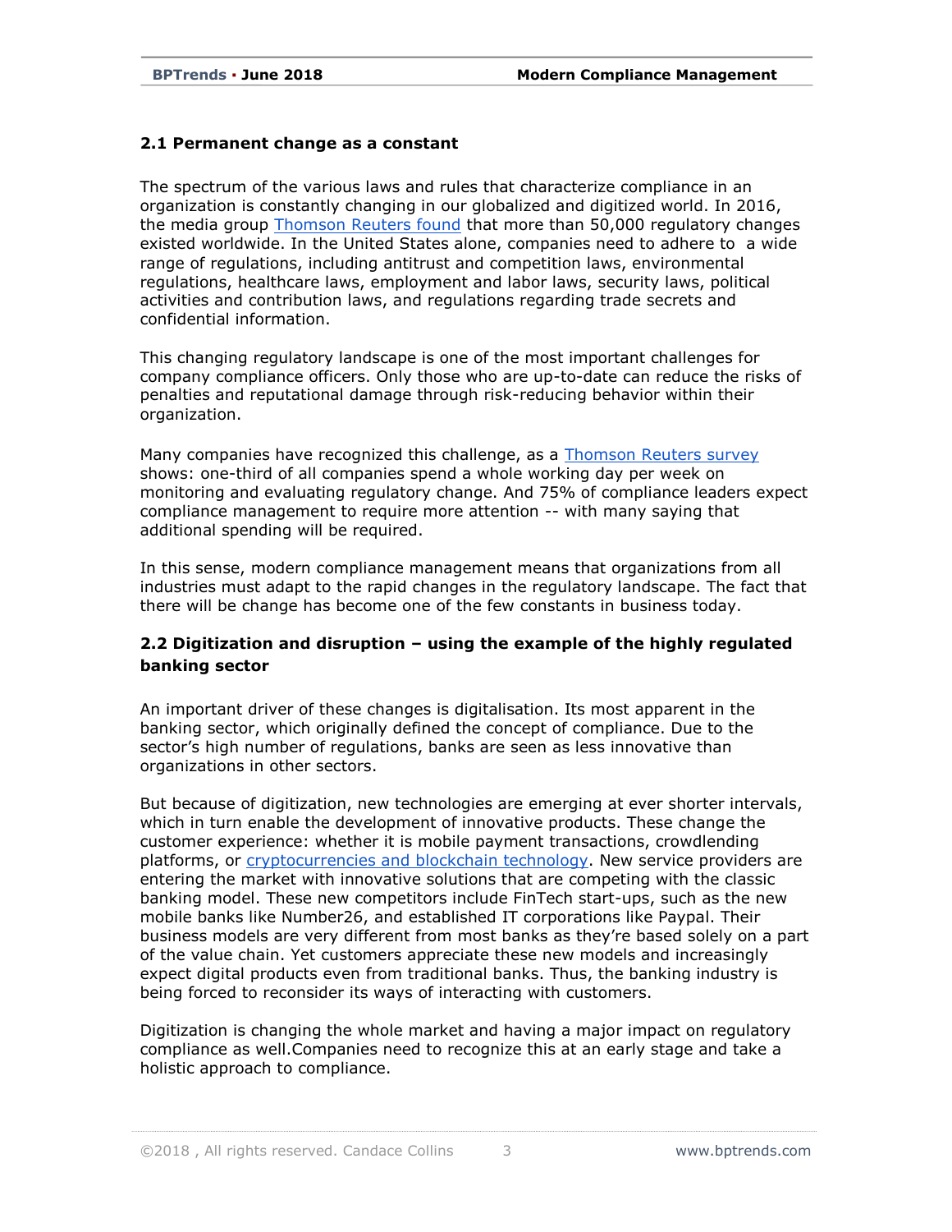### 2.1 Permanent change as a constant

The spectrum of the various laws and rules that characterize compliance in an organization is constantly changing in our globalized and digitized world. In 2016, the media group Thomson Reuters found that more than 50,000 regulatory changes existed worldwide. In the United States alone, companies need to adhere to a wide range of regulations, including antitrust and competition laws, environmental regulations, healthcare laws, employment and labor laws, security laws, political activities and contribution laws, and regulations regarding trade secrets and confidential information.

This changing regulatory landscape is one of the most important challenges for company compliance officers. Only those who are up-to-date can reduce the risks of penalties and reputational damage through risk-reducing behavior within their organization.

Many companies have recognized this challenge, as a Thomson Reuters survey shows: one-third of all companies spend a whole working day per week on monitoring and evaluating regulatory change. And 75% of compliance leaders expect compliance management to require more attention -- with many saying that additional spending will be required.

In this sense, modern compliance management means that organizations from all industries must adapt to the rapid changes in the regulatory landscape. The fact that there will be change has become one of the few constants in business today.

### 2.2 Digitization and disruption – using the example of the highly regulated banking sector

An important driver of these changes is digitalisation. Its most apparent in the banking sector, which originally defined the concept of compliance. Due to the sector's high number of regulations, banks are seen as less innovative than organizations in other sectors.

But because of digitization, new technologies are emerging at ever shorter intervals, which in turn enable the development of innovative products. These change the customer experience: whether it is mobile payment transactions, crowdlending platforms, or cryptocurrencies and blockchain technology. New service providers are entering the market with innovative solutions that are competing with the classic banking model. These new competitors include FinTech start-ups, such as the new mobile banks like Number26, and established IT corporations like Paypal. Their business models are very different from most banks as they're based solely on a part of the value chain. Yet customers appreciate these new models and increasingly expect digital products even from traditional banks. Thus, the banking industry is being forced to reconsider its ways of interacting with customers.

Digitization is changing the whole market and having a major impact on regulatory compliance as well.Companies need to recognize this at an early stage and take a holistic approach to compliance.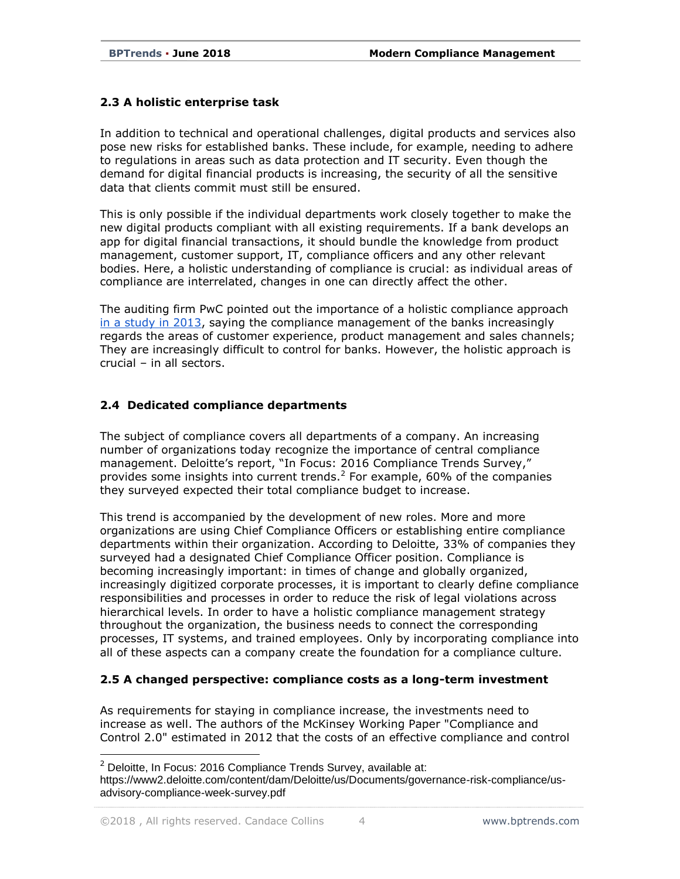### 2.3 A holistic enterprise task

In addition to technical and operational challenges, digital products and services also pose new risks for established banks. These include, for example, needing to adhere to regulations in areas such as data protection and IT security. Even though the demand for digital financial products is increasing, the security of all the sensitive data that clients commit must still be ensured.

This is only possible if the individual departments work closely together to make the new digital products compliant with all existing requirements. If a bank develops an app for digital financial transactions, it should bundle the knowledge from product management, customer support, IT, compliance officers and any other relevant bodies. Here, a holistic understanding of compliance is crucial: as individual areas of compliance are interrelated, changes in one can directly affect the other.

The auditing firm PwC pointed out the importance of a holistic compliance approach in a study in 2013, saying the compliance management of the banks increasingly regards the areas of customer experience, product management and sales channels; They are increasingly difficult to control for banks. However, the holistic approach is crucial – in all sectors.

### 2.4 Dedicated compliance departments

The subject of compliance covers all departments of a company. An increasing number of organizations today recognize the importance of central compliance management. Deloitte's report, "In Focus: 2016 Compliance Trends Survey," provides some insights into current trends.[2] For example, 60% of the companies they surveyed expected their total compliance budget to increase.

This trend is accompanied by the development of new roles. More and more organizations are using Chief Compliance Officers or establishing entire compliance departments within their organization. According to Deloitte, 33% of companies they surveyed had a designated Chief Compliance Officer position. Compliance is becoming increasingly important: in times of change and globally organized, increasingly digitized corporate processes, it is important to clearly define compliance responsibilities and processes in order to reduce the risk of legal violations across hierarchical levels. In order to have a holistic compliance management strategy throughout the organization, the business needs to connect the corresponding processes, IT systems, and trained employees. Only by incorporating compliance into all of these aspects can a company create the foundation for a compliance culture.

### 2.5 A changed perspective: compliance costs as a long-term investment

As requirements for staying in compliance increase, the investments need to increase as well. The authors of the McKinsey Working Paper "Compliance and Control 2.0" estimated in 2012 that the costs of an effective compliance and control

[2] Deloitte, In Focus: 2016 Compliance Trends Survey, available at: https://www2.deloitte.com/content/dam/Deloitte/us/Documents/governance-risk-compliance/us-advisory-compliance-week-survey.pdf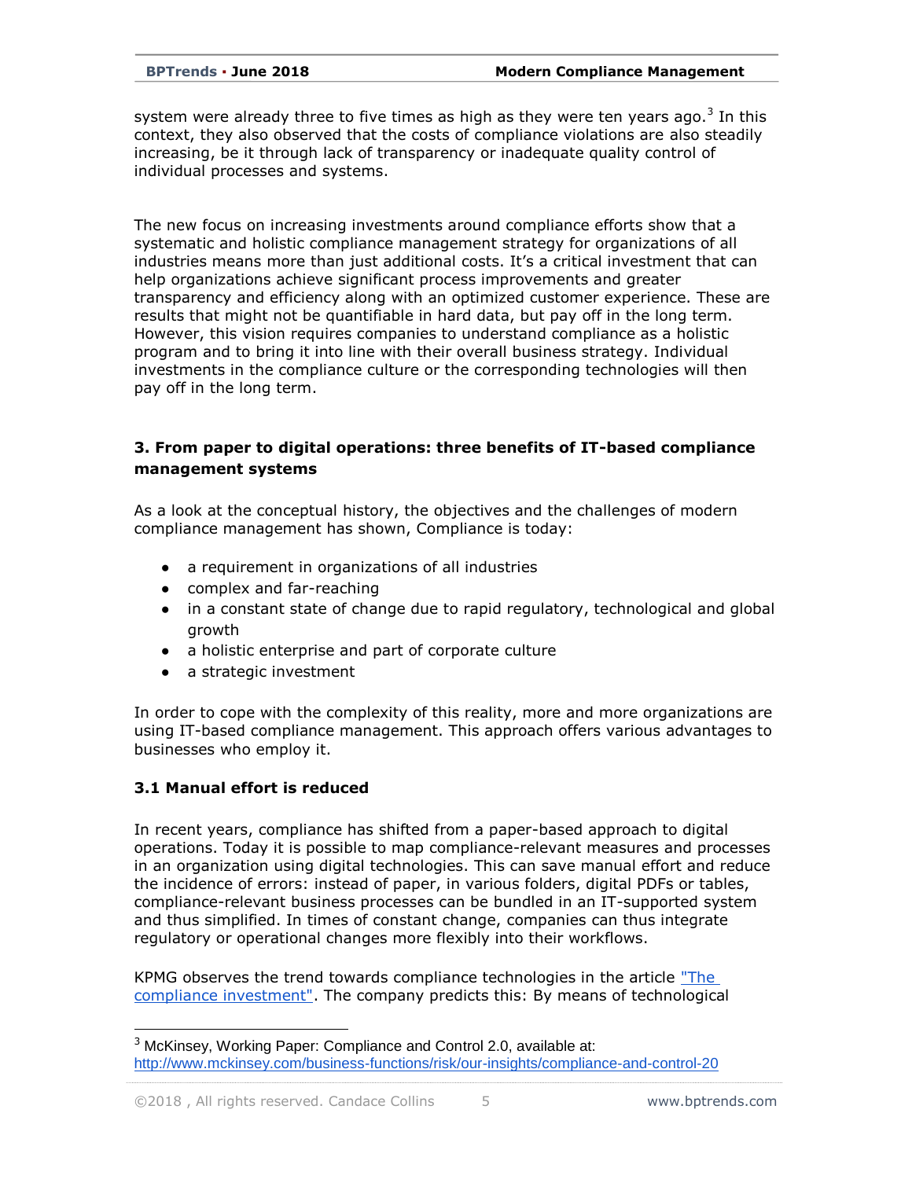system were already three to five times as high as they were ten years ago.[3] In this context, they also observed that the costs of compliance violations are also steadily increasing, be it through lack of transparency or inadequate quality control of individual processes and systems.

The new focus on increasing investments around compliance efforts show that a systematic and holistic compliance management strategy for organizations of all industries means more than just additional costs. It's a critical investment that can help organizations achieve significant process improvements and greater transparency and efficiency along with an optimized customer experience. These are results that might not be quantifiable in hard data, but pay off in the long term. However, this vision requires companies to understand compliance as a holistic program and to bring it into line with their overall business strategy. Individual investments in the compliance culture or the corresponding technologies will then pay off in the long term.

### 3. From paper to digital operations: three benefits of IT-based compliance management systems

As a look at the conceptual history, the objectives and the challenges of modern compliance management has shown, Compliance is today:

- a requirement in organizations of all industries
- complex and far-reaching
- in a constant state of change due to rapid regulatory, technological and global growth
- a holistic enterprise and part of corporate culture
- a strategic investment

In order to cope with the complexity of this reality, more and more organizations are using IT-based compliance management. This approach offers various advantages to businesses who employ it.

#### 3.1 Manual effort is reduced

In recent years, compliance has shifted from a paper-based approach to digital operations. Today it is possible to map compliance-relevant measures and processes in an organization using digital technologies. This can save manual effort and reduce the incidence of errors: instead of paper, in various folders, digital PDFs or tables, compliance-relevant business processes can be bundled in an IT-supported system and thus simplified. In times of constant change, companies can thus integrate regulatory or operational changes more flexibly into their workflows.

KPMG observes the trend towards compliance technologies in the article "The compliance investment". The company predicts this: By means of technological

[3] McKinsey, Working Paper: Compliance and Control 2.0, available at: http://www.mckinsey.com/business-functions/risk/our-insights/compliance-and-control-20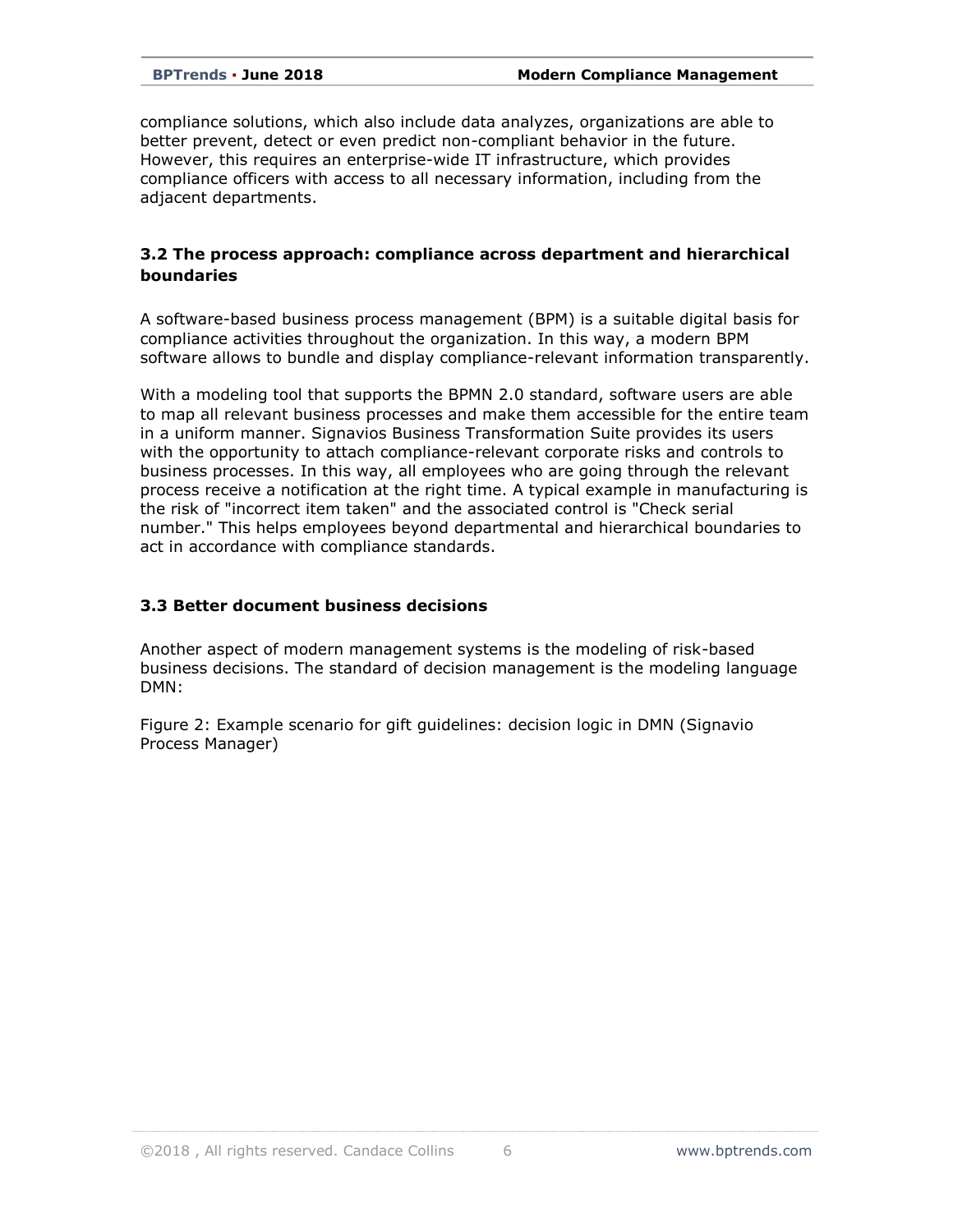compliance solutions, which also include data analyzes, organizations are able to better prevent, detect or even predict non-compliant behavior in the future. However, this requires an enterprise-wide IT infrastructure, which provides compliance officers with access to all necessary information, including from the adjacent departments.

### 3.2 The process approach: compliance across department and hierarchical boundaries

A software-based business process management (BPM) is a suitable digital basis for compliance activities throughout the organization. In this way, a modern BPM software allows to bundle and display compliance-relevant information transparently.

With a modeling tool that supports the BPMN 2.0 standard, software users are able to map all relevant business processes and make them accessible for the entire team in a uniform manner. Signavios Business Transformation Suite provides its users with the opportunity to attach compliance-relevant corporate risks and controls to business processes. In this way, all employees who are going through the relevant process receive a notification at the right time. A typical example in manufacturing is the risk of "incorrect item taken" and the associated control is "Check serial number." This helps employees beyond departmental and hierarchical boundaries to act in accordance with compliance standards.

### 3.3 Better document business decisions

Another aspect of modern management systems is the modeling of risk-based business decisions. The standard of decision management is the modeling language DMN:

Figure 2: Example scenario for gift guidelines: decision logic in DMN (Signavio Process Manager)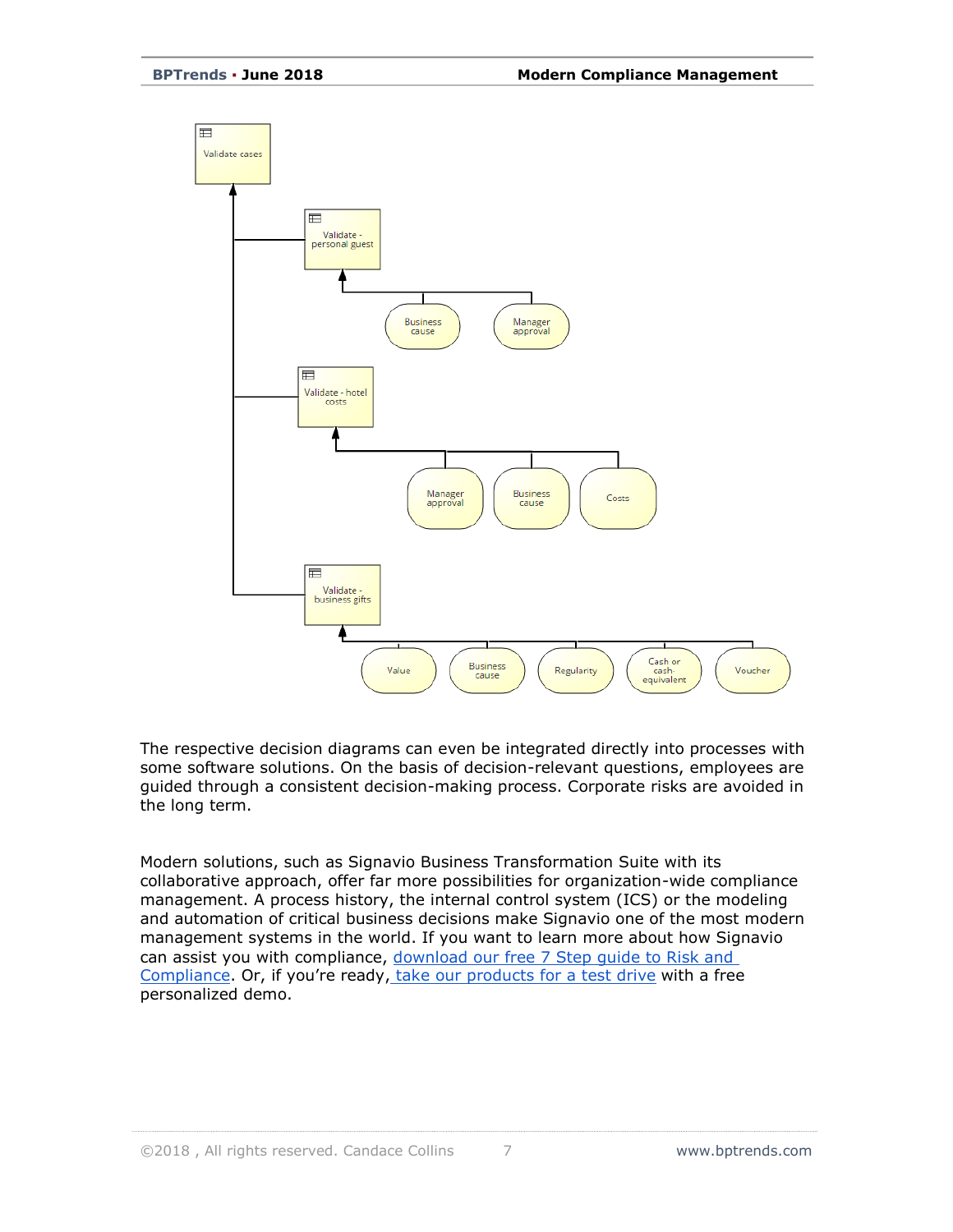Validate cases

Validate - personal guest

Business cause

Manager approval

Validate - hotel costs

Manager approval

Business cause

Costs

Validate - business gifts

Value

Business cause

Regularity

Cash or cash-equivalent

Voucher

The respective decision diagrams can even be integrated directly into processes with some software solutions. On the basis of decision-relevant questions, employees are guided through a consistent decision-making process. Corporate risks are avoided in the long term.

Modern solutions, such as Signavio Business Transformation Suite with its collaborative approach, offer far more possibilities for organization-wide compliance management. A process history, the internal control system (ICS) or the modeling and automation of critical business decisions make Signavio one of the most modern management systems in the world. If you want to learn more about how Signavio can assist you with compliance, [download our free 7 Step guide to Risk and Compliance](). Or, if you're ready, [take our products for a test drive]() with a free personalized demo.